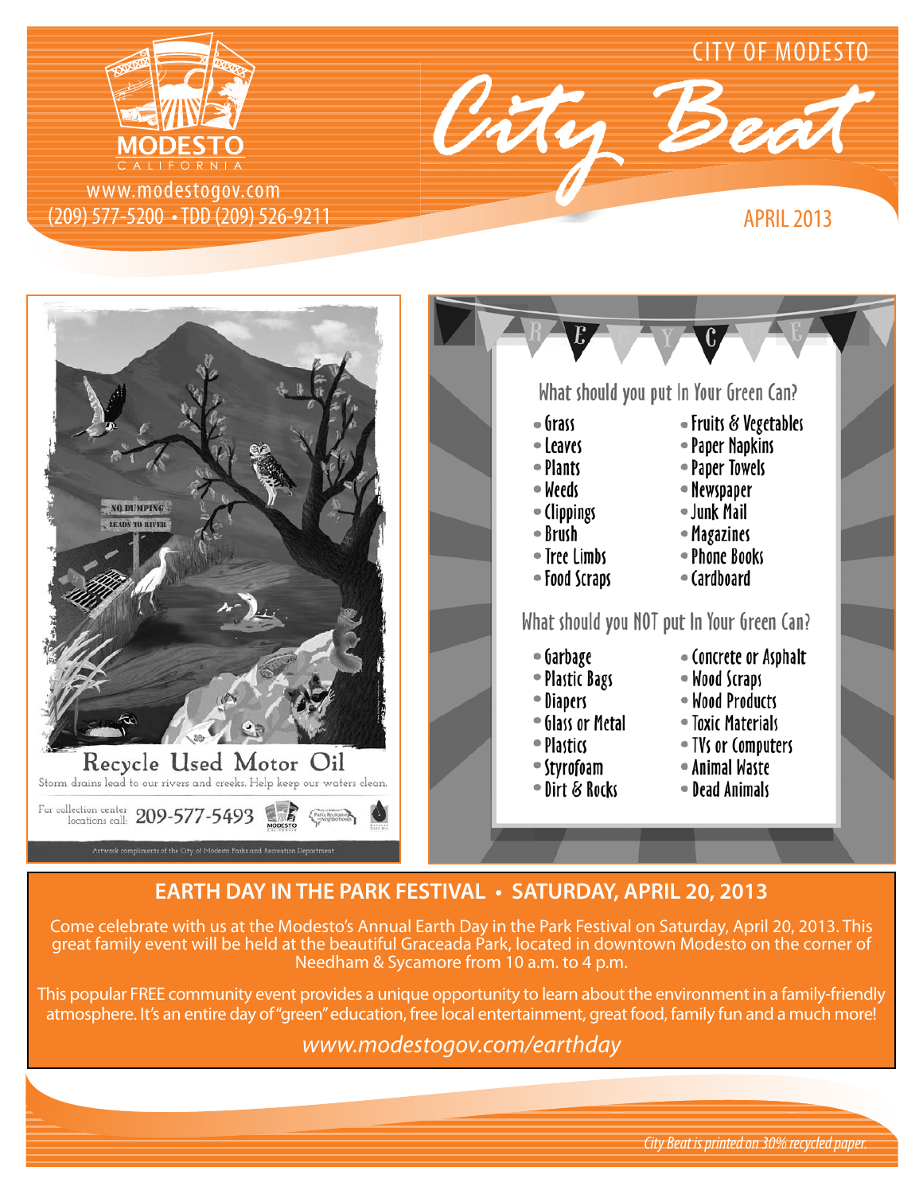MODESTO
CALIFORNIA

www.modestogov.com
(209) 577-5200 • TDD (209) 526-9211

CITY OF MODESTO

# City Beat

APRIL 2013

NO DUMPING
LEADS TO RIVER

## Recycle Used Motor Oil

Storm drains lead to our rivers and creeks. Help keep our waters clean.

For collection center locations call: **209-577-5493**

Artwork compliments of the City of Modesto Parks and Recreation Department

RECYCLE

### What should you put In Your Green Can?

- Grass
- Leaves
- Plants
- Weeds
- Clippings
- Brush
- Tree Limbs
- Food Scraps
- Fruits & Vegetables
- Paper Napkins
- Paper Towels
- Newspaper
- Junk Mail
- Magazines
- Phone Books
- Cardboard

### What should you NOT put In Your Green Can?

- Garbage
- Plastic Bags
- Diapers
- Glass or Metal
- Plastics
- Styrofoam
- Dirt & Rocks
- Concrete or Asphalt
- Wood Scraps
- Wood Products
- Toxic Materials
- TVs or Computers
- Animal Waste
- Dead Animals

## EARTH DAY IN THE PARK FESTIVAL • SATURDAY, APRIL 20, 2013

Come celebrate with us at the Modesto's Annual Earth Day in the Park Festival on Saturday, April 20, 2013. This great family event will be held at the beautiful Graceada Park, located in downtown Modesto on the corner of Needham & Sycamore from 10 a.m. to 4 p.m.

This popular FREE community event provides a unique opportunity to learn about the environment in a family-friendly atmosphere. It's an entire day of "green" education, free local entertainment, great food, family fun and a much more!

*www.modestogov.com/earthday*

*City Beat is printed on 30% recycled paper.*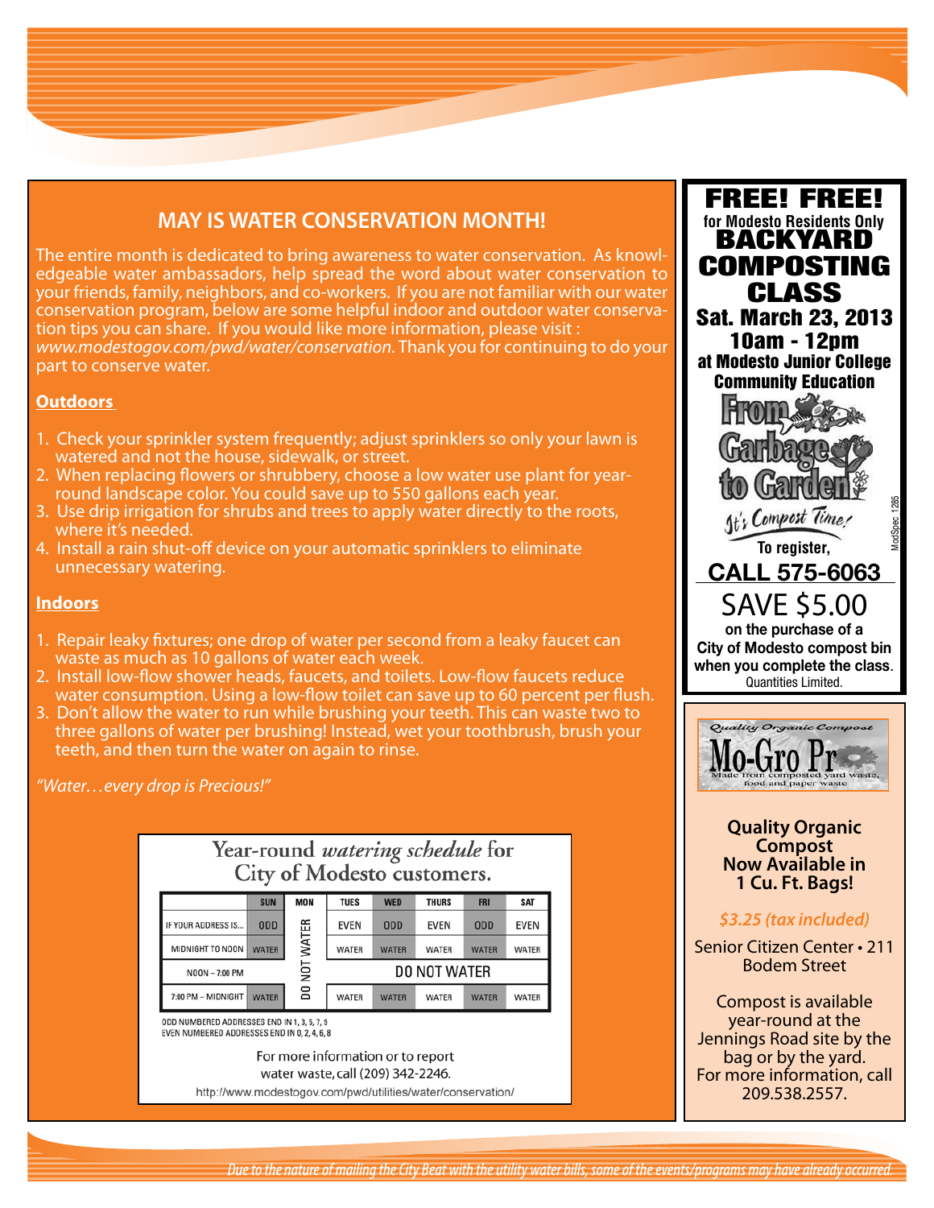## MAY IS WATER CONSERVATION MONTH!

The entire month is dedicated to bring awareness to water conservation. As knowledgeable water ambassadors, help spread the word about water conservation to your friends, family, neighbors, and co-workers. If you are not familiar with our water conservation program, below are some helpful indoor and outdoor water conservation tips you can share. If you would like more information, please visit : *www.modestogov.com/pwd/water/conservation*. Thank you for continuing to do your part to conserve water.

**Outdoors**

1. Check your sprinkler system frequently; adjust sprinklers so only your lawn is watered and not the house, sidewalk, or street.
2. When replacing flowers or shrubbery, choose a low water use plant for year-round landscape color. You could save up to 550 gallons each year.
3. Use drip irrigation for shrubs and trees to apply water directly to the roots, where it's needed.
4. Install a rain shut-off device on your automatic sprinklers to eliminate unnecessary watering.

**Indoors**

1. Repair leaky fixtures; one drop of water per second from a leaky faucet can waste as much as 10 gallons of water each week.
2. Install low-flow shower heads, faucets, and toilets. Low-flow faucets reduce water consumption. Using a low-flow toilet can save up to 60 percent per flush.
3. Don't allow the water to run while brushing your teeth. This can waste two to three gallons of water per brushing! Instead, wet your toothbrush, brush your teeth, and then turn the water on again to rinse.

*"Water…every drop is Precious!"*

### Year-round *watering schedule* for City of Modesto customers.

| | SUN | MON | TUES | WED | THURS | FRI | SAT |
|---|---|---|---|---|---|---|---|
| IF YOUR ADDRESS IS... | ODD | DO NOT WATER | EVEN | ODD | EVEN | ODD | EVEN |
| MIDNIGHT TO NOON | WATER | DO NOT WATER | WATER | WATER | WATER | WATER | WATER |
| NOON – 7:00 PM | DO NOT WATER | DO NOT WATER | DO NOT WATER | DO NOT WATER | DO NOT WATER | DO NOT WATER | DO NOT WATER |
| 7:00 PM – MIDNIGHT | WATER | DO NOT WATER | WATER | WATER | WATER | WATER | WATER |

ODD NUMBERED ADDRESSES END IN 1, 3, 5, 7, 9
EVEN NUMBERED ADDRESSES END IN 0, 2, 4, 6, 8

For more information or to report water waste, call (209) 342-2246.

http://www.modestogov.com/pwd/utilities/water/conservation/

**FREE! FREE!**
**for Modesto Residents Only**
**BACKYARD COMPOSTING CLASS**
**Sat. March 23, 2013**
**10am - 12pm**
**at Modesto Junior College Community Education**

From Garbage to Garden
*It's Compost Time!*

To register,
**CALL 575-6063**

SAVE $5.00
**on the purchase of a City of Modesto compost bin when you complete the class.**
Quantities Limited.

ModSpec 1285

*Quality Organic Compost*
Mo-Gro Pro
Made from composted yard waste, food and paper waste

**Quality Organic Compost Now Available in 1 Cu. Ft. Bags!**

***$3.25 (tax included)***

Senior Citizen Center • 211 Bodem Street

Compost is available year-round at the Jennings Road site by the bag or by the yard. For more information, call 209.538.2557.

*Due to the nature of mailing the City Beat with the utility water bills, some of the events/programs may have already occurred.*